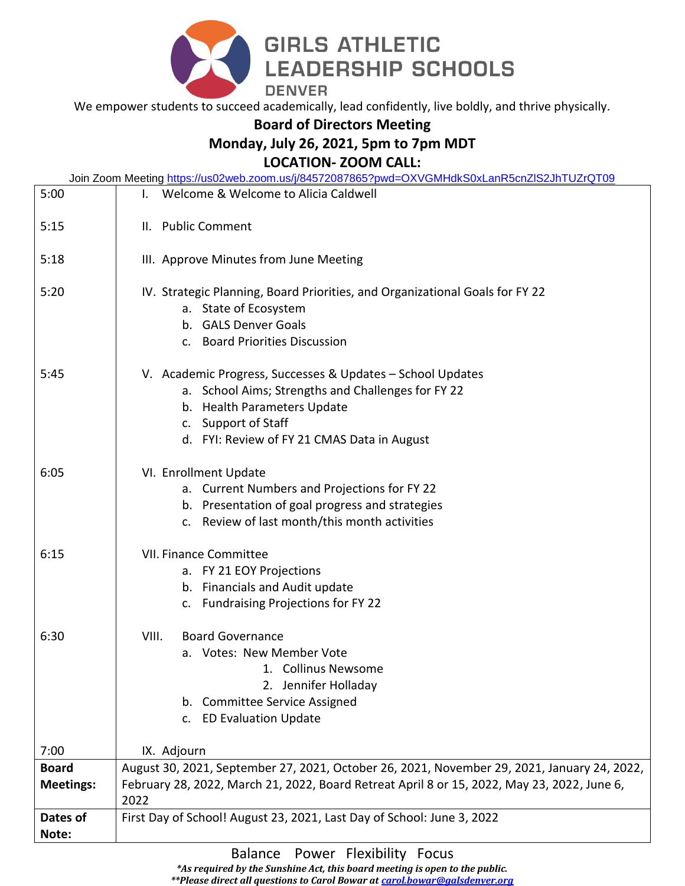# GIRLS ATHLETIC LEADERSHIP SCHOOLS

DENVER

We empower students to succeed academically, lead confidently, live boldly, and thrive physically.

## Board of Directors Meeting

## Monday, July 26, 2021, 5pm to 7pm MDT

## LOCATION- ZOOM CALL:

Join Zoom Meeting https://us02web.zoom.us/j/84572087865?pwd=OXVGMHdkS0xLanR5cnZlS2JhTUZrQT09

| | |
|---|---|
| 5:00 | I. Welcome & Welcome to Alicia Caldwell |
| 5:15 | II. Public Comment |
| 5:18 | III. Approve Minutes from June Meeting |
| 5:20 | IV. Strategic Planning, Board Priorities, and Organizational Goals for FY 22<br>a. State of Ecosystem<br>b. GALS Denver Goals<br>c. Board Priorities Discussion |
| 5:45 | V. Academic Progress, Successes & Updates – School Updates<br>a. School Aims; Strengths and Challenges for FY 22<br>b. Health Parameters Update<br>c. Support of Staff<br>d. FYI: Review of FY 21 CMAS Data in August |
| 6:05 | VI. Enrollment Update<br>a. Current Numbers and Projections for FY 22<br>b. Presentation of goal progress and strategies<br>c. Review of last month/this month activities |
| 6:15 | VII. Finance Committee<br>a. FY 21 EOY Projections<br>b. Financials and Audit update<br>c. Fundraising Projections for FY 22 |
| 6:30 | VIII. Board Governance<br>a. Votes: New Member Vote<br>1. Collinus Newsome<br>2. Jennifer Holladay<br>b. Committee Service Assigned<br>c. ED Evaluation Update |
| 7:00 | IX. Adjourn |
| **Board Meetings:** | August 30, 2021, September 27, 2021, October 26, 2021, November 29, 2021, January 24, 2022, February 28, 2022, March 21, 2022, Board Retreat April 8 or 15, 2022, May 23, 2022, June 6, 2022 |
| **Dates of Note:** | First Day of School! August 23, 2021, Last Day of School: June 3, 2022 |

Balance Power Flexibility Focus

***As required by the Sunshine Act, this board meeting is open to the public.***

*****Please direct all questions to Carol Bowar at carol.bowar@galsdenver.org***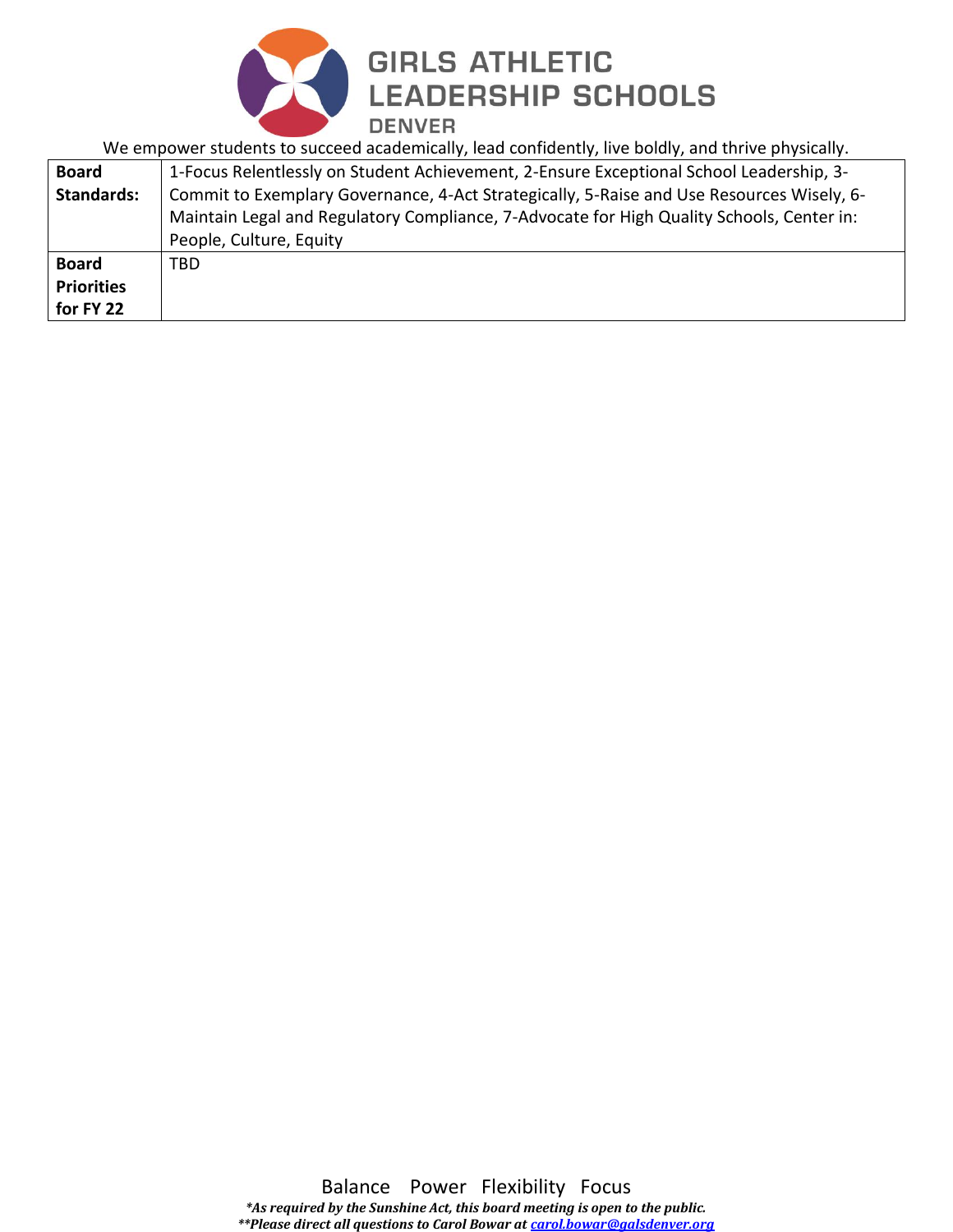GIRLS ATHLETIC LEADERSHIP SCHOOLS DENVER

We empower students to succeed academically, lead confidently, live boldly, and thrive physically.

| | |
|---|---|
| **Board Standards:** | 1-Focus Relentlessly on Student Achievement, 2-Ensure Exceptional School Leadership, 3-Commit to Exemplary Governance, 4-Act Strategically, 5-Raise and Use Resources Wisely, 6-Maintain Legal and Regulatory Compliance, 7-Advocate for High Quality Schools, Center in: People, Culture, Equity |
| **Board Priorities for FY 22** | TBD |

Balance Power Flexibility Focus

***As required by the Sunshine Act, this board meeting is open to the public.***

*****Please direct all questions to Carol Bowar at carol.bowar@galsdenver.org***